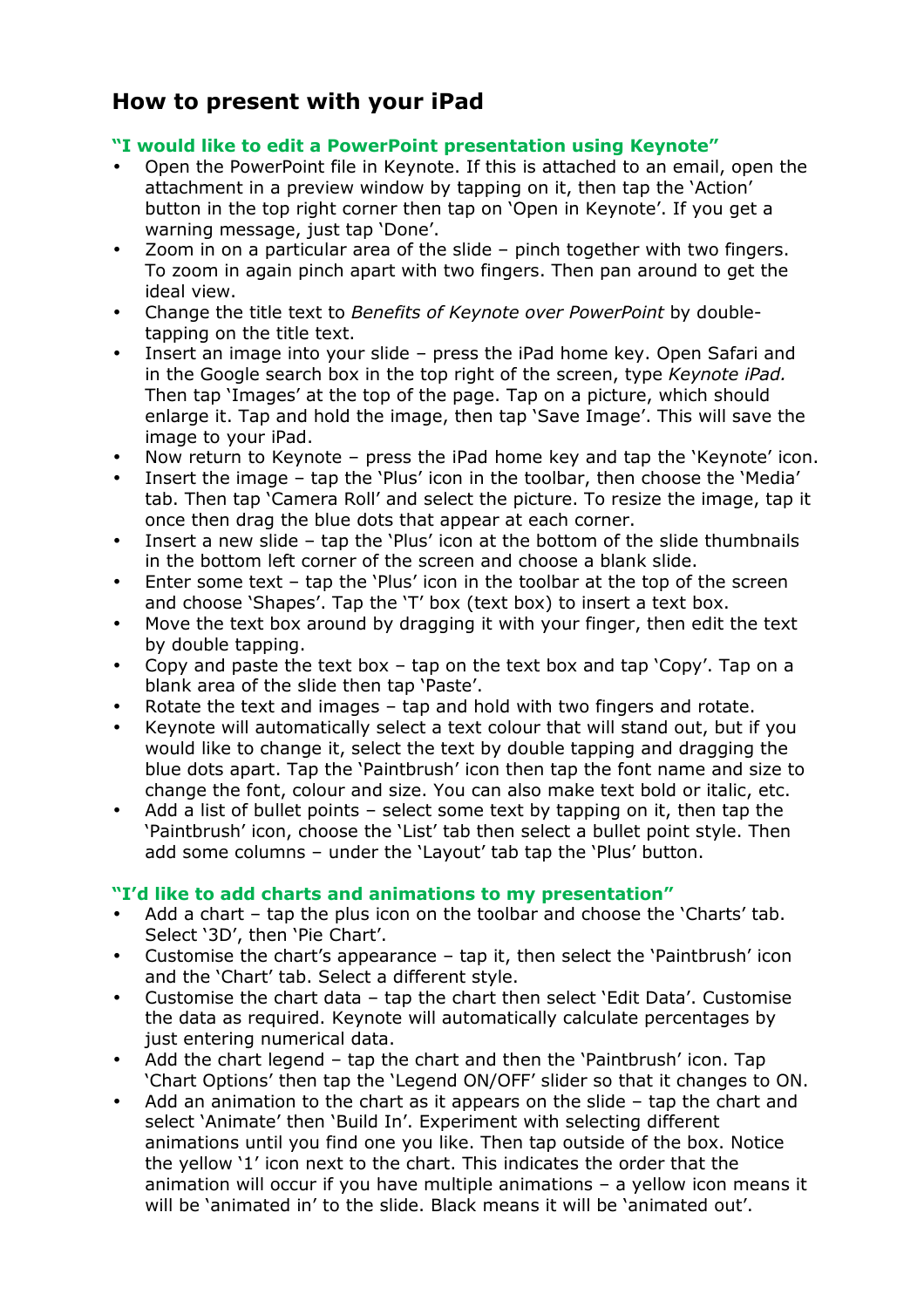# How to present with your iPad

**"I would like to edit a PowerPoint presentation using Keynote"**

- Open the PowerPoint file in Keynote. If this is attached to an email, open the attachment in a preview window by tapping on it, then tap the 'Action' button in the top right corner then tap on 'Open in Keynote'. If you get a warning message, just tap 'Done'.
- Zoom in on a particular area of the slide – pinch together with two fingers. To zoom in again pinch apart with two fingers. Then pan around to get the ideal view.
- Change the title text to *Benefits of Keynote over PowerPoint* by double-tapping on the title text.
- Insert an image into your slide – press the iPad home key. Open Safari and in the Google search box in the top right of the screen, type *Keynote iPad.* Then tap 'Images' at the top of the page. Tap on a picture, which should enlarge it. Tap and hold the image, then tap 'Save Image'. This will save the image to your iPad.
- Now return to Keynote – press the iPad home key and tap the 'Keynote' icon.
- Insert the image – tap the 'Plus' icon in the toolbar, then choose the 'Media' tab. Then tap 'Camera Roll' and select the picture. To resize the image, tap it once then drag the blue dots that appear at each corner.
- Insert a new slide – tap the 'Plus' icon at the bottom of the slide thumbnails in the bottom left corner of the screen and choose a blank slide.
- Enter some text – tap the 'Plus' icon in the toolbar at the top of the screen and choose 'Shapes'. Tap the 'T' box (text box) to insert a text box.
- Move the text box around by dragging it with your finger, then edit the text by double tapping.
- Copy and paste the text box – tap on the text box and tap 'Copy'. Tap on a blank area of the slide then tap 'Paste'.
- Rotate the text and images – tap and hold with two fingers and rotate.
- Keynote will automatically select a text colour that will stand out, but if you would like to change it, select the text by double tapping and dragging the blue dots apart. Tap the 'Paintbrush' icon then tap the font name and size to change the font, colour and size. You can also make text bold or italic, etc.
- Add a list of bullet points – select some text by tapping on it, then tap the 'Paintbrush' icon, choose the 'List' tab then select a bullet point style. Then add some columns – under the 'Layout' tab tap the 'Plus' button.

**"I'd like to add charts and animations to my presentation"**

- Add a chart – tap the plus icon on the toolbar and choose the 'Charts' tab. Select '3D', then 'Pie Chart'.
- Customise the chart's appearance – tap it, then select the 'Paintbrush' icon and the 'Chart' tab. Select a different style.
- Customise the chart data – tap the chart then select 'Edit Data'. Customise the data as required. Keynote will automatically calculate percentages by just entering numerical data.
- Add the chart legend – tap the chart and then the 'Paintbrush' icon. Tap 'Chart Options' then tap the 'Legend ON/OFF' slider so that it changes to ON.
- Add an animation to the chart as it appears on the slide – tap the chart and select 'Animate' then 'Build In'. Experiment with selecting different animations until you find one you like. Then tap outside of the box. Notice the yellow '1' icon next to the chart. This indicates the order that the animation will occur if you have multiple animations – a yellow icon means it will be 'animated in' to the slide. Black means it will be 'animated out'.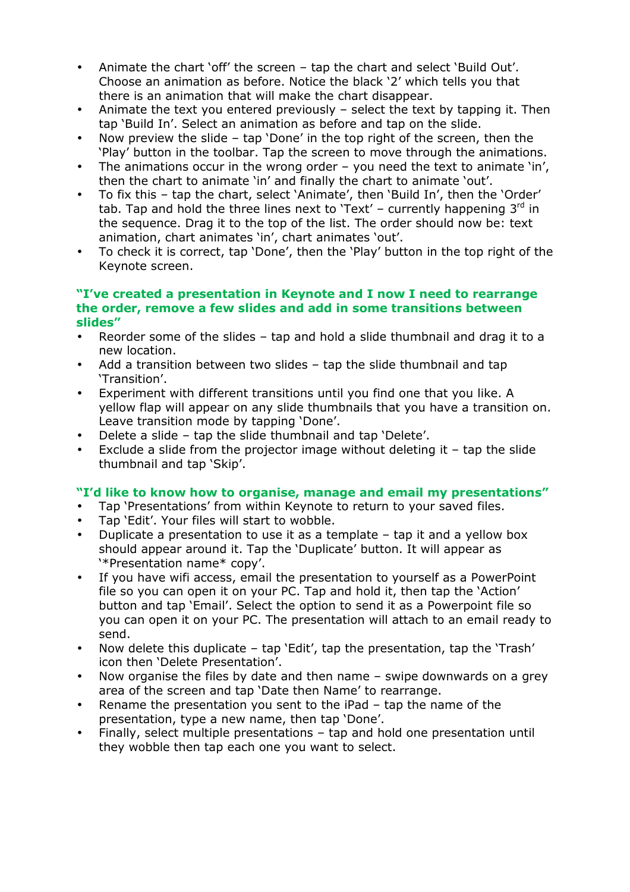- Animate the chart 'off' the screen – tap the chart and select 'Build Out'. Choose an animation as before. Notice the black '2' which tells you that there is an animation that will make the chart disappear.
- Animate the text you entered previously – select the text by tapping it. Then tap 'Build In'. Select an animation as before and tap on the slide.
- Now preview the slide – tap 'Done' in the top right of the screen, then the 'Play' button in the toolbar. Tap the screen to move through the animations.
- The animations occur in the wrong order – you need the text to animate 'in', then the chart to animate 'in' and finally the chart to animate 'out'.
- To fix this – tap the chart, select 'Animate', then 'Build In', then the 'Order' tab. Tap and hold the three lines next to 'Text' – currently happening 3rd in the sequence. Drag it to the top of the list. The order should now be: text animation, chart animates 'in', chart animates 'out'.
- To check it is correct, tap 'Done', then the 'Play' button in the top right of the Keynote screen.

**"I've created a presentation in Keynote and I now I need to rearrange the order, remove a few slides and add in some transitions between slides"**

- Reorder some of the slides – tap and hold a slide thumbnail and drag it to a new location.
- Add a transition between two slides – tap the slide thumbnail and tap 'Transition'.
- Experiment with different transitions until you find one that you like. A yellow flap will appear on any slide thumbnails that you have a transition on. Leave transition mode by tapping 'Done'.
- Delete a slide – tap the slide thumbnail and tap 'Delete'.
- Exclude a slide from the projector image without deleting it – tap the slide thumbnail and tap 'Skip'.

**"I'd like to know how to organise, manage and email my presentations"**

- Tap 'Presentations' from within Keynote to return to your saved files.
- Tap 'Edit'. Your files will start to wobble.
- Duplicate a presentation to use it as a template – tap it and a yellow box should appear around it. Tap the 'Duplicate' button. It will appear as '*Presentation name* copy'.
- If you have wifi access, email the presentation to yourself as a PowerPoint file so you can open it on your PC. Tap and hold it, then tap the 'Action' button and tap 'Email'. Select the option to send it as a Powerpoint file so you can open it on your PC. The presentation will attach to an email ready to send.
- Now delete this duplicate – tap 'Edit', tap the presentation, tap the 'Trash' icon then 'Delete Presentation'.
- Now organise the files by date and then name – swipe downwards on a grey area of the screen and tap 'Date then Name' to rearrange.
- Rename the presentation you sent to the iPad – tap the name of the presentation, type a new name, then tap 'Done'.
- Finally, select multiple presentations – tap and hold one presentation until they wobble then tap each one you want to select.